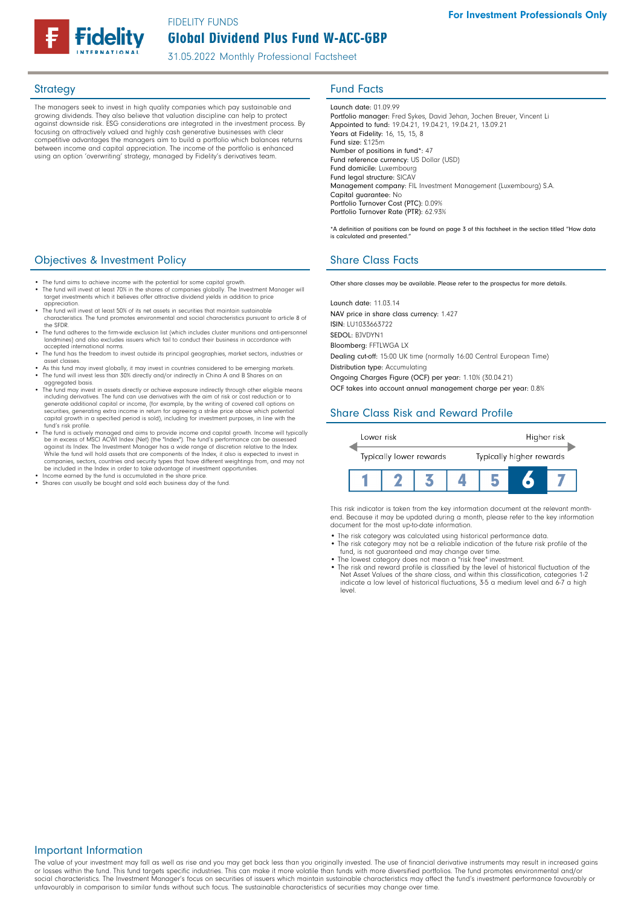For Investment Professionals Only

FIDELITY FUNDS

# Global Dividend Plus Fund W-ACC-GBP

31.05.2022 Monthly Professional Factsheet

## Strategy

The managers seek to invest in high quality companies which pay sustainable and growing dividends. They also believe that valuation discipline can help to protect against downside risk. ESG considerations are integrated in the investment process. By focusing on attractively valued and highly cash generative businesses with clear competitive advantages the managers aim to build a portfolio which balances returns between income and capital appreciation. The income of the portfolio is enhanced using an option 'overwriting' strategy, managed by Fidelity's derivatives team.

## Objectives & Investment Policy

- The fund aims to achieve income with the potential for some capital growth.
- The fund will invest at least 70% in the shares of companies globally. The Investment Manager will target investments which it believes offer attractive dividend yields in addition to price appreciation.
- The fund will invest at least 50% of its net assets in securities that maintain sustainable characteristics. The fund promotes environmental and social characteristics pursuant to article 8 of the SFDR.
- The fund adheres to the firm-wide exclusion list (which includes cluster munitions and anti-personnel landmines) and also excludes issuers which fail to conduct their business in accordance with accepted international norms.
- The fund has the freedom to invest outside its principal geographies, market sectors, industries or asset classes.
- As this fund may invest globally, it may invest in countries considered to be emerging markets.
- The fund will invest less than 30% directly and/or indirectly in China A and B Shares on an aggregated basis.
- The fund may invest in assets directly or achieve exposure indirectly through other eligible means including derivatives. The fund can use derivatives with the aim of risk or cost reduction or to generate additional capital or income, (for example, by the writing of covered call options on securities, generating extra income in return for agreeing a strike price above which potential capital growth in a specified period is sold), including for investment purposes, in line with the fund's risk profile.
- The fund is actively managed and aims to provide income and capital growth. Income will typically be in excess of MSCI ACWI Index (Net) (the "Index"). The fund's performance can be assessed against its Index. The Investment Manager has a wide range of discretion relative to the Index. While the fund will hold assets that are components of the Index, it also is expected to invest in companies, sectors, countries and security types that have different weightings from, and may not be included in the Index in order to take advantage of investment opportunities.
- Income earned by the fund is accumulated in the share price.
- Shares can usually be bought and sold each business day of the fund.

## Fund Facts

Launch date: 01.09.99
Portfolio manager: Fred Sykes, David Jehan, Jochen Breuer, Vincent Li
Appointed to fund: 19.04.21, 19.04.21, 19.04.21, 13.09.21
Years at Fidelity: 16, 15, 15, 8
Fund size: £125m
Number of positions in fund*: 47
Fund reference currency: US Dollar (USD)
Fund domicile: Luxembourg
Fund legal structure: SICAV
Management company: FIL Investment Management (Luxembourg) S.A.
Capital guarantee: No
Portfolio Turnover Cost (PTC): 0.09%
Portfolio Turnover Rate (PTR): 62.93%

*A definition of positions can be found on page 3 of this factsheet in the section titled "How data is calculated and presented."

## Share Class Facts

Other share classes may be available. Please refer to the prospectus for more details.

Launch date: 11.03.14
NAV price in share class currency: 1.427
ISIN: LU1033663722
SEDOL: BJVDYN1
Bloomberg: FFTLWGA LX
Dealing cut-off: 15:00 UK time (normally 16:00 Central European Time)
Distribution type: Accumulating
Ongoing Charges Figure (OCF) per year: 1.10% (30.04.21)
OCF takes into account annual management charge per year: 0.8%

## Share Class Risk and Reward Profile

| Lower risk | | | | | | Higher risk |
|---|---|---|---|---|---|---|
| Typically lower rewards | | | | | | Typically higher rewards |
| 1 | 2 | 3 | 4 | 5 | **6** | 7 |

This risk indicator is taken from the key information document at the relevant month-end. Because it may be updated during a month, please refer to the key information document for the most up-to-date information.

- The risk category was calculated using historical performance data.
- The risk category may not be a reliable indication of the future risk profile of the fund, is not guaranteed and may change over time.
- The lowest category does not mean a "risk free" investment.
- The risk and reward profile is classified by the level of historical fluctuation of the Net Asset Values of the share class, and within this classification, categories 1-2 indicate a low level of historical fluctuations, 3-5 a medium level and 6-7 a high level.

## Important Information

The value of your investment may fall as well as rise and you may get back less than you originally invested. The use of financial derivative instruments may result in increased gains or losses within the fund. This fund targets specific industries. This can make it more volatile than funds with more diversified portfolios. The fund promotes environmental and/or social characteristics. The Investment Manager's focus on securities of issuers which maintain sustainable characteristics may affect the fund's investment performance favourably or unfavourably in comparison to similar funds without such focus. The sustainable characteristics of securities may change over time.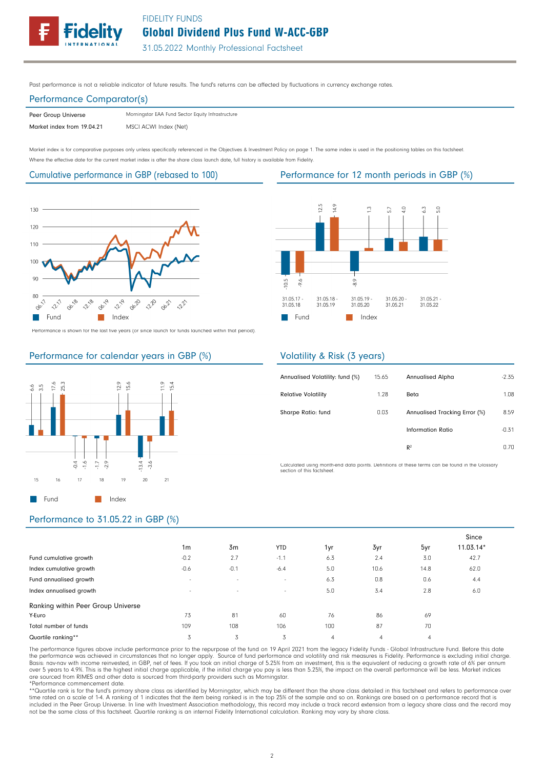Past performance is not a reliable indicator of future results. The fund's returns can be affected by fluctuations in currency exchange rates.

## Performance Comparator(s)

| | |
|---|---|
| Peer Group Universe | Morningstar EAA Fund Sector Equity Infrastructure |
| Market index from 19.04.21 | MSCI ACWI Index (Net) |

Market index is for comparative purposes only unless specifically referenced in the Objectives & Investment Policy on page 1. The same index is used in the positioning tables on this factsheet.
Where the effective date for the current market index is after the share class launch date, full history is available from Fidelity.

## Cumulative performance in GBP (rebased to 100)

Performance is shown for the last five years (or since launch for funds launched within that period).

## Performance for 12 month periods in GBP (%)

| | 31.05.17 - 31.05.18 | 31.05.18 - 31.05.19 | 31.05.19 - 31.05.20 | 31.05.20 - 31.05.21 | 31.05.21 - 31.05.22 |
|---|---|---|---|---|---|
| Fund | -10.5 | 12.5 | -8.9 | 5.7 | 6.3 |
| Index | -9.6 | 14.9 | 1.3 | 4.0 | 5.0 |

## Performance for calendar years in GBP (%)

| | 15 | 16 | 17 | 18 | 19 | 20 | 21 |
|---|---|---|---|---|---|---|---|
| Fund | 6.6 | 17.6 | -0.4 | -1.7 | 12.9 | -13.4 | 11.9 |
| Index | 3.5 | 25.3 | -1.6 | -2.9 | 15.6 | -3.6 | 15.4 |

## Volatility & Risk (3 years)

| | | | |
|---|---|---|---|
| Annualised Volatility: fund (%) | 15.65 | Annualised Alpha | -2.35 |
| Relative Volatility | 1.28 | Beta | 1.08 |
| Sharpe Ratio: fund | 0.03 | Annualised Tracking Error (%) | 8.59 |
| | | Information Ratio | -0.31 |
| | | $R^2$ | 0.70 |

Calculated using month-end data points. Definitions of these terms can be found in the Glossary section of this factsheet.

## Performance to 31.05.22 in GBP (%)

| | 1m | 3m | YTD | 1yr | 3yr | 5yr | Since 11.03.14* |
|---|---|---|---|---|---|---|---|
| Fund cumulative growth | -0.2 | 2.7 | -1.1 | 6.3 | 2.4 | 3.0 | 42.7 |
| Index cumulative growth | -0.6 | -0.1 | -6.4 | 5.0 | 10.6 | 14.8 | 62.0 |
| Fund annualised growth | - | - | - | 6.3 | 0.8 | 0.6 | 4.4 |
| Index annualised growth | - | - | - | 5.0 | 3.4 | 2.8 | 6.0 |
| **Ranking within Peer Group Universe** | | | | | | | |
| Y-Euro | 73 | 81 | 60 | 76 | 86 | 69 | |
| Total number of funds | 109 | 108 | 106 | 100 | 87 | 70 | |
| Quartile ranking** | 3 | 3 | 3 | 4 | 4 | 4 | |

The performance figures above include performance prior to the repurpose of the fund on 19 April 2021 from the legacy Fidelity Funds - Global Infrastructure Fund. Before this date the performance was achieved in circumstances that no longer apply. Source of fund performance and volatility and risk measures is Fidelity. Performance is excluding initial charge. Basis: nav-nav with income reinvested, in GBP, net of fees. If you took an initial charge of 5.25% from an investment, this is the equivalent of reducing a growth rate of 6% per annum over 5 years to 4.9%. This is the highest initial charge applicable, if the initial charge you pay is less than 5.25%, the impact on the overall performance will be less. Market indices are sourced from RIMES and other data is sourced from third-party providers such as Morningstar.
*Performance commencement date.
**Quartile rank is for the fund's primary share class as identified by Morningstar, which may be different than the share class detailed in this factsheet and refers to performance over time rated on a scale of 1-4. A ranking of 1 indicates that the item being ranked is in the top 25% of the sample and so on. Rankings are based on a performance record that is included in the Peer Group Universe. In line with Investment Association methodology, this record may include a track record extension from a legacy share class and the record may not be the same class of this factsheet. Quartile ranking is an internal Fidelity International calculation. Ranking may vary by share class.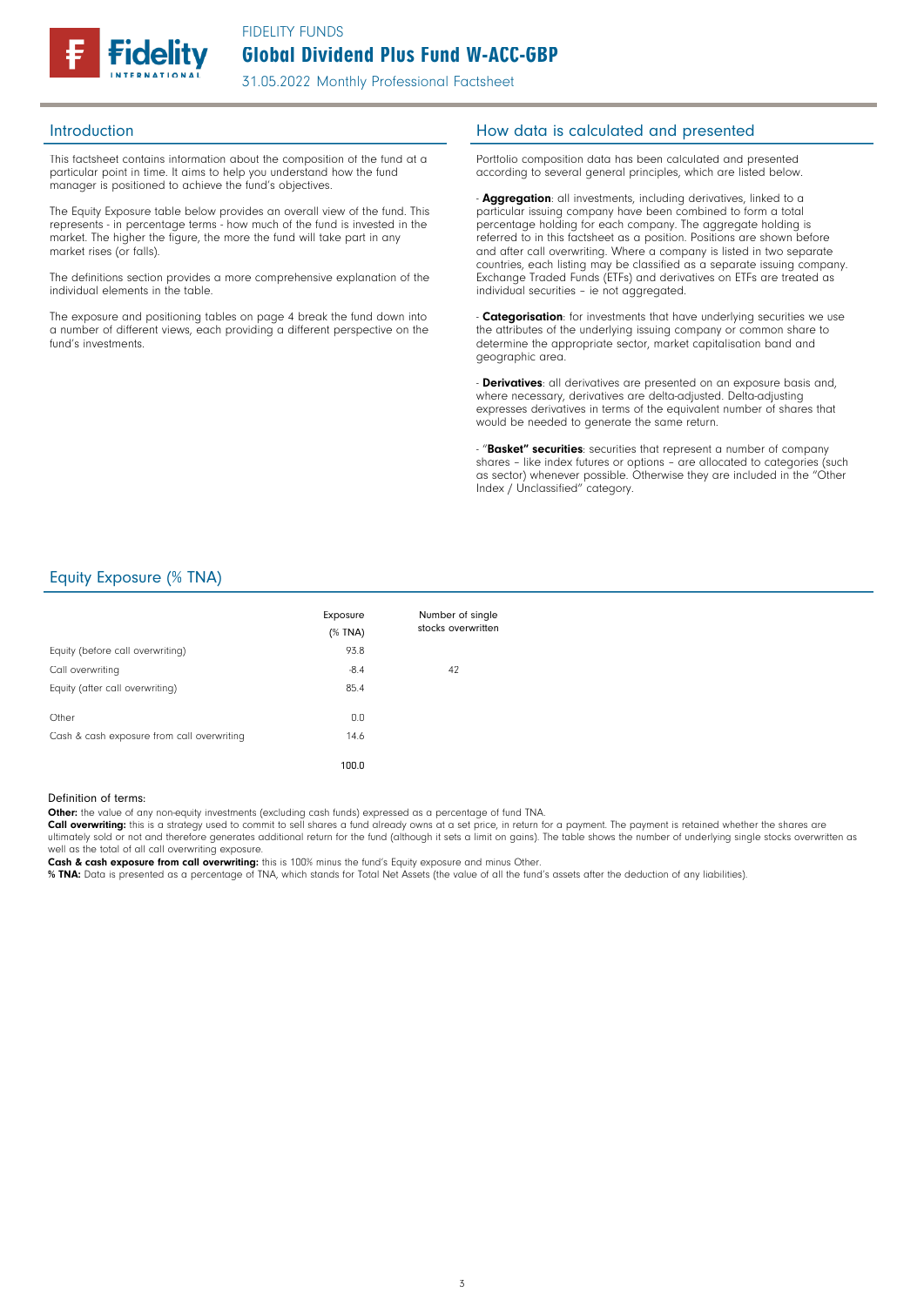FIDELITY FUNDS

# Global Dividend Plus Fund W-ACC-GBP

31.05.2022 Monthly Professional Factsheet

## Introduction

This factsheet contains information about the composition of the fund at a particular point in time. It aims to help you understand how the fund manager is positioned to achieve the fund's objectives.

The Equity Exposure table below provides an overall view of the fund. This represents - in percentage terms - how much of the fund is invested in the market. The higher the figure, the more the fund will take part in any market rises (or falls).

The definitions section provides a more comprehensive explanation of the individual elements in the table.

The exposure and positioning tables on page 4 break the fund down into a number of different views, each providing a different perspective on the fund's investments.

## How data is calculated and presented

Portfolio composition data has been calculated and presented according to several general principles, which are listed below.

- **Aggregation**: all investments, including derivatives, linked to a particular issuing company have been combined to form a total percentage holding for each company. The aggregate holding is referred to in this factsheet as a position. Positions are shown before and after call overwriting. Where a company is listed in two separate countries, each listing may be classified as a separate issuing company. Exchange Traded Funds (ETFs) and derivatives on ETFs are treated as individual securities – ie not aggregated.

- **Categorisation**: for investments that have underlying securities we use the attributes of the underlying issuing company or common share to determine the appropriate sector, market capitalisation band and geographic area.

- **Derivatives**: all derivatives are presented on an exposure basis and, where necessary, derivatives are delta-adjusted. Delta-adjusting expresses derivatives in terms of the equivalent number of shares that would be needed to generate the same return.

- "**Basket" securities**: securities that represent a number of company shares – like index futures or options – are allocated to categories (such as sector) whenever possible. Otherwise they are included in the "Other Index / Unclassified" category.

## Equity Exposure (% TNA)

| | Exposure (% TNA) | Number of single stocks overwritten |
|---|---|---|
| Equity (before call overwriting) | 93.8 | |
| Call overwriting | -8.4 | 42 |
| Equity (after call overwriting) | 85.4 | |
| Other | 0.0 | |
| Cash & cash exposure from call overwriting | 14.6 | |
| | 100.0 | |

Definition of terms:

**Other:** the value of any non-equity investments (excluding cash funds) expressed as a percentage of fund TNA.

**Call overwriting:** this is a strategy used to commit to sell shares a fund already owns at a set price, in return for a payment. The payment is retained whether the shares are ultimately sold or not and therefore generates additional return for the fund (although it sets a limit on gains). The table shows the number of underlying single stocks overwritten as well as the total of all call overwriting exposure.

**Cash & cash exposure from call overwriting:** this is 100% minus the fund's Equity exposure and minus Other.

**% TNA:** Data is presented as a percentage of TNA, which stands for Total Net Assets (the value of all the fund's assets after the deduction of any liabilities).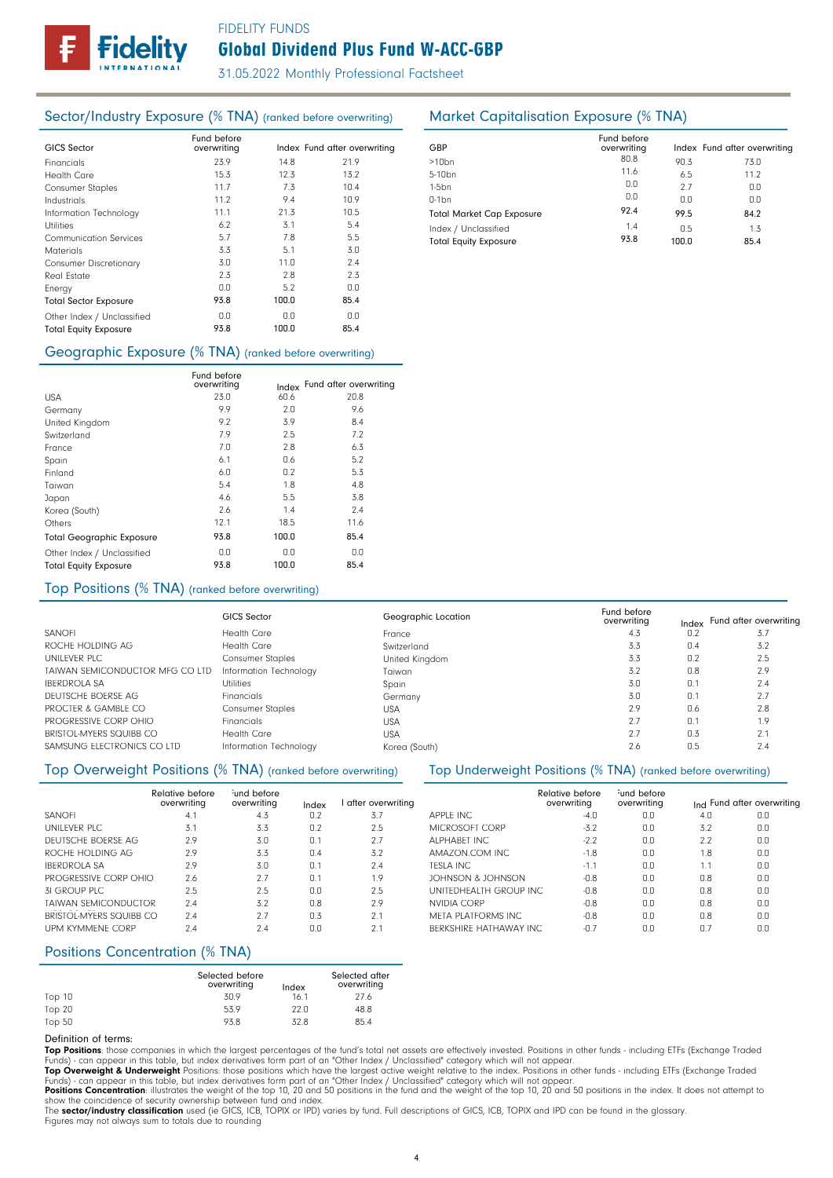# FIDELITY FUNDS
## Global Dividend Plus Fund W-ACC-GBP
31.05.2022 Monthly Professional Factsheet

## Sector/Industry Exposure (% TNA) (ranked before overwriting)

| GICS Sector | Fund before overwriting | Index | Fund after overwriting |
|---|---|---|---|
| Financials | 23.9 | 14.8 | 21.9 |
| Health Care | 15.3 | 12.3 | 13.2 |
| Consumer Staples | 11.7 | 7.3 | 10.4 |
| Industrials | 11.2 | 9.4 | 10.9 |
| Information Technology | 11.1 | 21.3 | 10.5 |
| Utilities | 6.2 | 3.1 | 5.4 |
| Communication Services | 5.7 | 7.8 | 5.5 |
| Materials | 3.3 | 5.1 | 3.0 |
| Consumer Discretionary | 3.0 | 11.0 | 2.4 |
| Real Estate | 2.3 | 2.8 | 2.3 |
| Energy | 0.0 | 5.2 | 0.0 |
| **Total Sector Exposure** | **93.8** | **100.0** | **85.4** |
| Other Index / Unclassified | 0.0 | 0.0 | 0.0 |
| **Total Equity Exposure** | **93.8** | **100.0** | **85.4** |

## Market Capitalisation Exposure (% TNA)

| GBP | Fund before overwriting | Index | Fund after overwriting |
|---|---|---|---|
| >10bn | 80.8 | 90.3 | 73.0 |
| 5-10bn | 11.6 | 6.5 | 11.2 |
| 1-5bn | 0.0 | 2.7 | 0.0 |
| 0-1bn | 0.0 | 0.0 | 0.0 |
| **Total Market Cap Exposure** | **92.4** | **99.5** | **84.2** |
| Index / Unclassified | 1.4 | 0.5 | 1.3 |
| **Total Equity Exposure** | **93.8** | **100.0** | **85.4** |

## Geographic Exposure (% TNA) (ranked before overwriting)

| | Fund before overwriting | Index | Fund after overwriting |
|---|---|---|---|
| USA | 23.0 | 60.6 | 20.8 |
| Germany | 9.9 | 2.0 | 9.6 |
| United Kingdom | 9.2 | 3.9 | 8.4 |
| Switzerland | 7.9 | 2.5 | 7.2 |
| France | 7.0 | 2.8 | 6.3 |
| Spain | 6.1 | 0.6 | 5.2 |
| Finland | 6.0 | 0.2 | 5.3 |
| Taiwan | 5.4 | 1.8 | 4.8 |
| Japan | 4.6 | 5.5 | 3.8 |
| Korea (South) | 2.6 | 1.4 | 2.4 |
| Others | 12.1 | 18.5 | 11.6 |
| **Total Geographic Exposure** | **93.8** | **100.0** | **85.4** |
| Other Index / Unclassified | 0.0 | 0.0 | 0.0 |
| **Total Equity Exposure** | **93.8** | **100.0** | **85.4** |

## Top Positions (% TNA) (ranked before overwriting)

| | GICS Sector | Geographic Location | Fund before overwriting | Index | Fund after overwriting |
|---|---|---|---|---|---|
| SANOFI | Health Care | France | 4.3 | 0.2 | 3.7 |
| ROCHE HOLDING AG | Health Care | Switzerland | 3.3 | 0.4 | 3.2 |
| UNILEVER PLC | Consumer Staples | United Kingdom | 3.3 | 0.2 | 2.5 |
| TAIWAN SEMICONDUCTOR MFG CO LTD | Information Technology | Taiwan | 3.2 | 0.8 | 2.9 |
| IBERDROLA SA | Utilities | Spain | 3.0 | 0.1 | 2.4 |
| DEUTSCHE BOERSE AG | Financials | Germany | 3.0 | 0.1 | 2.7 |
| PROCTER & GAMBLE CO | Consumer Staples | USA | 2.9 | 0.6 | 2.8 |
| PROGRESSIVE CORP OHIO | Financials | USA | 2.7 | 0.1 | 1.9 |
| BRISTOL-MYERS SQUIBB CO | Health Care | USA | 2.7 | 0.3 | 2.1 |
| SAMSUNG ELECTRONICS CO LTD | Information Technology | Korea (South) | 2.6 | 0.5 | 2.4 |

## Top Overweight Positions (% TNA) (ranked before overwriting)

| | Relative before overwriting | Fund before overwriting | Index | Fund after overwriting |
|---|---|---|---|---|
| SANOFI | 4.1 | 4.3 | 0.2 | 3.7 |
| UNILEVER PLC | 3.1 | 3.3 | 0.2 | 2.5 |
| DEUTSCHE BOERSE AG | 2.9 | 3.0 | 0.1 | 2.7 |
| ROCHE HOLDING AG | 2.9 | 3.3 | 0.4 | 3.2 |
| IBERDROLA SA | 2.9 | 3.0 | 0.1 | 2.4 |
| PROGRESSIVE CORP OHIO | 2.6 | 2.7 | 0.1 | 1.9 |
| 3I GROUP PLC | 2.5 | 2.5 | 0.0 | 2.5 |
| TAIWAN SEMICONDUCTOR | 2.4 | 3.2 | 0.8 | 2.9 |
| BRISTOL-MYERS SQUIBB CO | 2.4 | 2.7 | 0.3 | 2.1 |
| UPM KYMMENE CORP | 2.4 | 2.4 | 0.0 | 2.1 |

## Top Underweight Positions (% TNA) (ranked before overwriting)

| | Relative before overwriting | Fund before overwriting | Index | Fund after overwriting |
|---|---|---|---|---|
| APPLE INC | -4.0 | 0.0 | 4.0 | 0.0 |
| MICROSOFT CORP | -3.2 | 0.0 | 3.2 | 0.0 |
| ALPHABET INC | -2.2 | 0.0 | 2.2 | 0.0 |
| AMAZON.COM INC | -1.8 | 0.0 | 1.8 | 0.0 |
| TESLA INC | -1.1 | 0.0 | 1.1 | 0.0 |
| JOHNSON & JOHNSON | -0.8 | 0.0 | 0.8 | 0.0 |
| UNITEDHEALTH GROUP INC | -0.8 | 0.0 | 0.8 | 0.0 |
| NVIDIA CORP | -0.8 | 0.0 | 0.8 | 0.0 |
| META PLATFORMS INC | -0.8 | 0.0 | 0.8 | 0.0 |
| BERKSHIRE HATHAWAY INC | -0.7 | 0.0 | 0.7 | 0.0 |

## Positions Concentration (% TNA)

| | Selected before overwriting | Index | Selected after overwriting |
|---|---|---|---|
| Top 10 | 30.9 | 16.1 | 27.6 |
| Top 20 | 53.9 | 22.0 | 48.8 |
| Top 50 | 93.8 | 32.8 | 85.4 |

Definition of terms:

**Top Positions**: those companies in which the largest percentages of the fund's total net assets are effectively invested. Positions in other funds - including ETFs (Exchange Traded Funds) - can appear in this table, but index derivatives form part of an "Other Index / Unclassified" category which will not appear.

**Top Overweight & Underweight** Positions: those positions which have the largest active weight relative to the index. Positions in other funds - including ETFs (Exchange Traded Funds) - can appear in this table, but index derivatives form part of an "Other Index / Unclassified" category which will not appear.

**Positions Concentration**: illustrates the weight of the top 10, 20 and 50 positions in the fund and the weight of the top 10, 20 and 50 positions in the index. It does not attempt to show the coincidence of security ownership between fund and index.

The **sector/industry classification** used (ie GICS, ICB, TOPIX or IPD) varies by fund. Full descriptions of GICS, ICB, TOPIX and IPD can be found in the glossary.

Figures may not always sum to totals due to rounding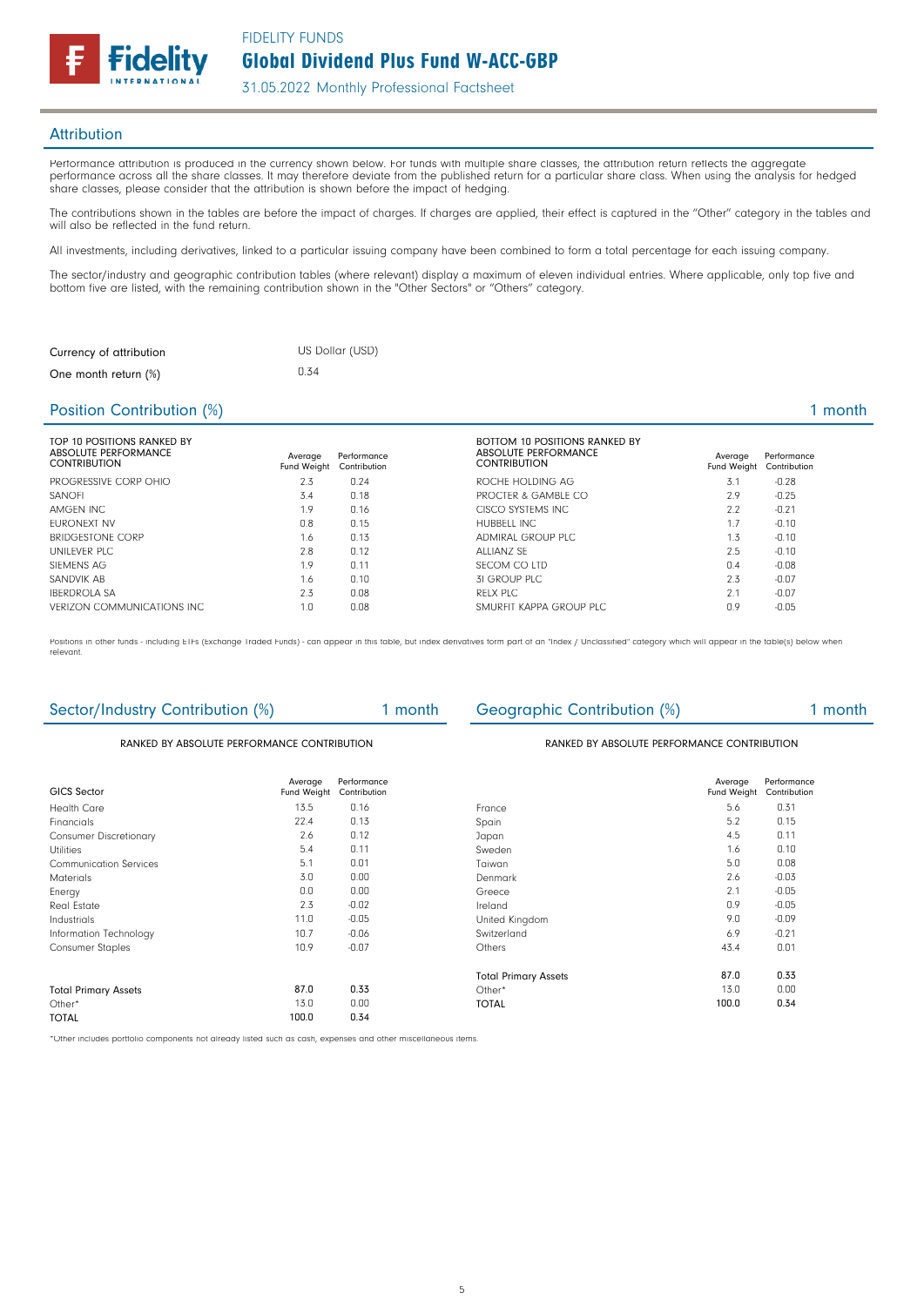## Attribution

Performance attribution is produced in the currency shown below. For funds with multiple share classes, the attribution return reflects the aggregate performance across all the share classes. It may therefore deviate from the published return for a particular share class. When using the analysis for hedged share classes, please consider that the attribution is shown before the impact of hedging.

The contributions shown in the tables are before the impact of charges. If charges are applied, their effect is captured in the "Other" category in the tables and will also be reflected in the fund return.

All investments, including derivatives, linked to a particular issuing company have been combined to form a total percentage for each issuing company.

The sector/industry and geographic contribution tables (where relevant) display a maximum of eleven individual entries. Where applicable, only top five and bottom five are listed, with the remaining contribution shown in the "Other Sectors" or "Others" category.

| | |
|---|---|
| Currency of attribution | US Dollar (USD) |
| One month return (%) | 0.34 |

## Position Contribution (%) — 1 month

| TOP 10 POSITIONS RANKED BY ABSOLUTE PERFORMANCE CONTRIBUTION | Average Fund Weight | Performance Contribution |
|---|---|---|
| PROGRESSIVE CORP OHIO | 2.3 | 0.24 |
| SANOFI | 3.4 | 0.18 |
| AMGEN INC | 1.9 | 0.16 |
| EURONEXT NV | 0.8 | 0.15 |
| BRIDGESTONE CORP | 1.6 | 0.13 |
| UNILEVER PLC | 2.8 | 0.12 |
| SIEMENS AG | 1.9 | 0.11 |
| SANDVIK AB | 1.6 | 0.10 |
| IBERDROLA SA | 2.3 | 0.08 |
| VERIZON COMMUNICATIONS INC | 1.0 | 0.08 |

| BOTTOM 10 POSITIONS RANKED BY ABSOLUTE PERFORMANCE CONTRIBUTION | Average Fund Weight | Performance Contribution |
|---|---|---|
| ROCHE HOLDING AG | 3.1 | -0.28 |
| PROCTER & GAMBLE CO | 2.9 | -0.25 |
| CISCO SYSTEMS INC | 2.2 | -0.21 |
| HUBBELL INC | 1.7 | -0.10 |
| ADMIRAL GROUP PLC | 1.3 | -0.10 |
| ALLIANZ SE | 2.5 | -0.10 |
| SECOM CO LTD | 0.4 | -0.08 |
| 3I GROUP PLC | 2.3 | -0.07 |
| RELX PLC | 2.1 | -0.07 |
| SMURFIT KAPPA GROUP PLC | 0.9 | -0.05 |

Positions in other funds - including ETFs (Exchange Traded Funds) - can appear in this table, but index derivatives form part of an "Index / Unclassified" category which will appear in the table(s) below when relevant.

## Sector/Industry Contribution (%) — 1 month

RANKED BY ABSOLUTE PERFORMANCE CONTRIBUTION

| GICS Sector | Average Fund Weight | Performance Contribution |
|---|---|---|
| Health Care | 13.5 | 0.16 |
| Financials | 22.4 | 0.13 |
| Consumer Discretionary | 2.6 | 0.12 |
| Utilities | 5.4 | 0.11 |
| Communication Services | 5.1 | 0.01 |
| Materials | 3.0 | 0.00 |
| Energy | 0.0 | 0.00 |
| Real Estate | 2.3 | -0.02 |
| Industrials | 11.0 | -0.05 |
| Information Technology | 10.7 | -0.06 |
| Consumer Staples | 10.9 | -0.07 |
| Total Primary Assets | 87.0 | 0.33 |
| Other* | 13.0 | 0.00 |
| TOTAL | 100.0 | 0.34 |

## Geographic Contribution (%) — 1 month

RANKED BY ABSOLUTE PERFORMANCE CONTRIBUTION

| | Average Fund Weight | Performance Contribution |
|---|---|---|
| France | 5.6 | 0.31 |
| Spain | 5.2 | 0.15 |
| Japan | 4.5 | 0.11 |
| Sweden | 1.6 | 0.10 |
| Taiwan | 5.0 | 0.08 |
| Denmark | 2.6 | -0.03 |
| Greece | 2.1 | -0.05 |
| Ireland | 0.9 | -0.05 |
| United Kingdom | 9.0 | -0.09 |
| Switzerland | 6.9 | -0.21 |
| Others | 43.4 | 0.01 |
| Total Primary Assets | 87.0 | 0.33 |
| Other* | 13.0 | 0.00 |
| TOTAL | 100.0 | 0.34 |

*Other includes portfolio components not already listed such as cash, expenses and other miscellaneous items.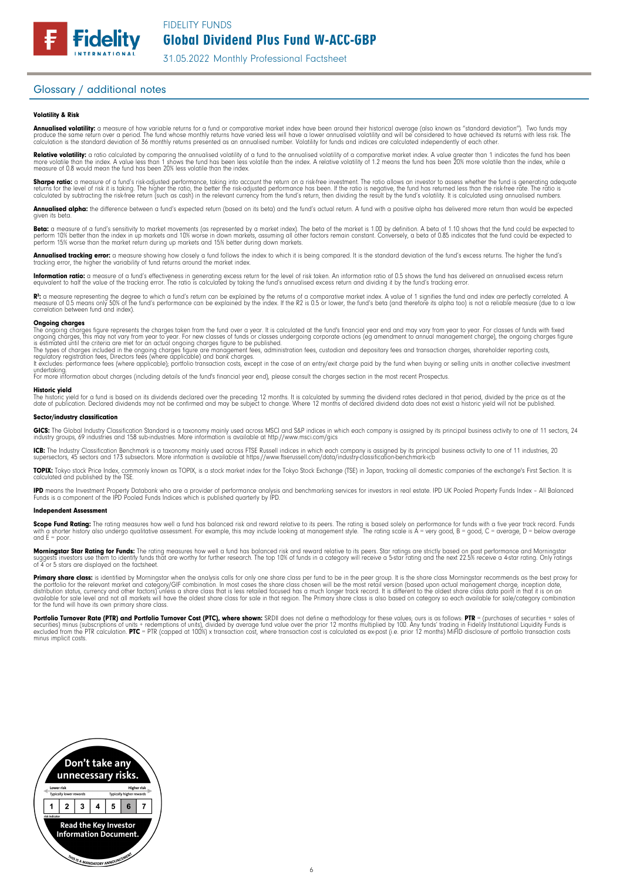## Glossary / additional notes

### Volatility & Risk

**Annualised volatility:** a measure of how variable returns for a fund or comparative market index have been around their historical average (also known as "standard deviation"). Two funds may produce the same return over a period. The fund whose monthly returns have varied less will have a lower annualised volatility and will be considered to have achieved its returns with less risk. The calculation is the standard deviation of 36 monthly returns presented as an annualised number. Volatility for funds and indices are calculated independently of each other.

**Relative volatility:** a ratio calculated by comparing the annualised volatility of a fund to the annualised volatility of a comparative market index. A value greater than 1 indicates the fund has been more volatile than the index. A value less than 1 shows the fund has been less volatile than the index. A relative volatility of 1.2 means the fund has been 20% more volatile than the index, while a measure of 0.8 would mean the fund has been 20% less volatile than the index.

**Sharpe ratio:** a measure of a fund's risk-adjusted performance, taking into account the return on a risk-free investment. The ratio allows an investor to assess whether the fund is generating adequate returns for the level of risk it is taking. The higher the ratio, the better the risk-adjusted performance has been. If the ratio is negative, the fund has returned less than the risk-free rate. The ratio is calculated by subtracting the risk-free return (such as cash) in the relevant currency from the fund's return, then dividing the result by the fund's volatility. It is calculated using annualised numbers.

**Annualised alpha:** the difference between a fund's expected return (based on its beta) and the fund's actual return. A fund with a positive alpha has delivered more return than would be expected given its beta.

**Beta:** a measure of a fund's sensitivity to market movements (as represented by a market index). The beta of the market is 1.00 by definition. A beta of 1.10 shows that the fund could be expected to perform 10% better than the index in up markets and 10% worse in down markets, assuming all other factors remain constant. Conversely, a beta of 0.85 indicates that the fund could be expected to perform 15% worse than the market return during up markets and 15% better during down markets.

**Annualised tracking error:** a measure showing how closely a fund follows the index to which it is being compared. It is the standard deviation of the fund's excess returns. The higher the fund's tracking error, the higher the variability of fund returns around the market index.

**Information ratio:** a measure of a fund's effectiveness in generating excess return for the level of risk taken. An information ratio of 0.5 shows the fund has delivered an annualised excess return equivalent to half the value of the tracking error. The ratio is calculated by taking the fund's annualised excess return and dividing it by the fund's tracking error.

**$R^2$:** a measure representing the degree to which a fund's return can be explained by the returns of a comparative market index. A value of 1 signifies the fund and index are perfectly correlated. A measure of 0.5 means only 50% of the fund's performance can be explained by the index. If the R2 is 0.5 or lower, the fund's beta (and therefore its alpha too) is not a reliable measure (due to a low correlation between fund and index).

### Ongoing charges

The ongoing charges figure represents the charges taken from the fund over a year. It is calculated at the fund's financial year end and may vary from year to year. For classes of funds with fixed ongoing charges, this may not vary from year to year. For new classes of funds or classes undergoing corporate actions (eg amendment to annual management charge), the ongoing charges figure is estimated until the criteria are met for an actual ongoing charges figure to be published.

The types of charges included in the ongoing charges figure are management fees, administration fees, custodian and depositary fees and transaction charges, shareholder reporting costs, regulatory registration fees, Directors fees (where applicable) and bank charges.

It excludes: performance fees (where applicable); portfolio transaction costs, except in the case of an entry/exit charge paid by the fund when buying or selling units in another collective investment undertaking.

For more information about charges (including details of the fund's financial year end), please consult the charges section in the most recent Prospectus.

### Historic yield

The historic yield for a fund is based on its dividends declared over the preceding 12 months. It is calculated by summing the dividend rates declared in that period, divided by the price as at the date of publication. Declared dividends may not be confirmed and may be subject to change. Where 12 months of declared dividend data does not exist a historic yield will not be published.

### Sector/industry classification

**GICS:** The Global Industry Classification Standard is a taxonomy mainly used across MSCI and S&P indices in which each company is assigned by its principal business activity to one of 11 sectors, 24 industry groups, 69 industries and 158 sub-industries. More information is available at http://www.msci.com/gics

**ICB:** The Industry Classification Benchmark is a taxonomy mainly used across FTSE Russell indices in which each company is assigned by its principal business activity to one of 11 industries, 20 supersectors, 45 sectors and 173 subsectors. More information is available at https://www.ftserussell.com/data/industry-classification-benchmark-icb

**TOPIX:** Tokyo stock Price Index, commonly known as TOPIX, is a stock market index for the Tokyo Stock Exchange (TSE) in Japan, tracking all domestic companies of the exchange's First Section. It is calculated and published by the TSE.

**IPD** means the Investment Property Databank who are a provider of performance analysis and benchmarking services for investors in real estate. IPD UK Pooled Property Funds Index – All Balanced Funds is a component of the IPD Pooled Funds Indices which is published quarterly by IPD.

### Independent Assessment

**Scope Fund Rating:** The rating measures how well a fund has balanced risk and reward relative to its peers. The rating is based solely on performance for funds with a five year track record. Funds with a shorter history also undergo qualitative assessment. For example, this may include looking at management style. The rating scale is A = very good, B = good, C = average, D = below average and E = poor.

**Morningstar Star Rating for Funds:** The rating measures how well a fund has balanced risk and reward relative to its peers. Star ratings are strictly based on past performance and Morningstar suggests investors use them to identify funds that are worthy for further research. The top 10% of funds in a category will receive a 5-star rating and the next 22.5% receive a 4-star rating. Only ratings of 4 or 5 stars are displayed on the factsheet.

**Primary share class:** is identified by Morningstar when the analysis calls for only one share class per fund to be in the peer group. It is the share class Morningstar recommends as the best proxy for the portfolio for the relevant market and category/GIF combination. In most cases the share class chosen will be the most retail version (based upon actual management charge, inception date, distribution status, currency and other factors) unless a share class that is less retailed focused has a much longer track record. It is different to the oldest share class data point in that it is on an available for sale level and not all markets will have the oldest share class for sale in that region. The Primary share class is also based on category so each available for sale/category combination for the fund will have its own primary share class.

**Portfolio Turnover Rate (PTR) and Portfolio Turnover Cost (PTC), where shown:** SRDII does not define a methodology for these values; ours is as follows: **PTR** = (purchases of securities + sales of securities) minus (subscriptions of units + redemptions of units), divided by average fund value over the prior 12 months multiplied by 100. Any funds' trading in Fidelity Institutional Liquidity Funds is excluded from the PTR calculation. **PTC** = PTR (capped at 100%) x transaction cost, where transaction cost is calculated as ex-post (i.e. prior 12 months) MiFID disclosure of portfolio transaction costs minus implicit costs.

Don't take any unnecessary risks.

Lower risk — Typically lower rewards | Higher risk — Typically higher rewards

| 1 | 2 | 3 | 4 | 5 | 6 | 7 |
|---|---|---|---|---|---|---|

risk indicator

Read the Key Investor Information Document.

THIS IS A MANDATORY ANNOUNCEMENT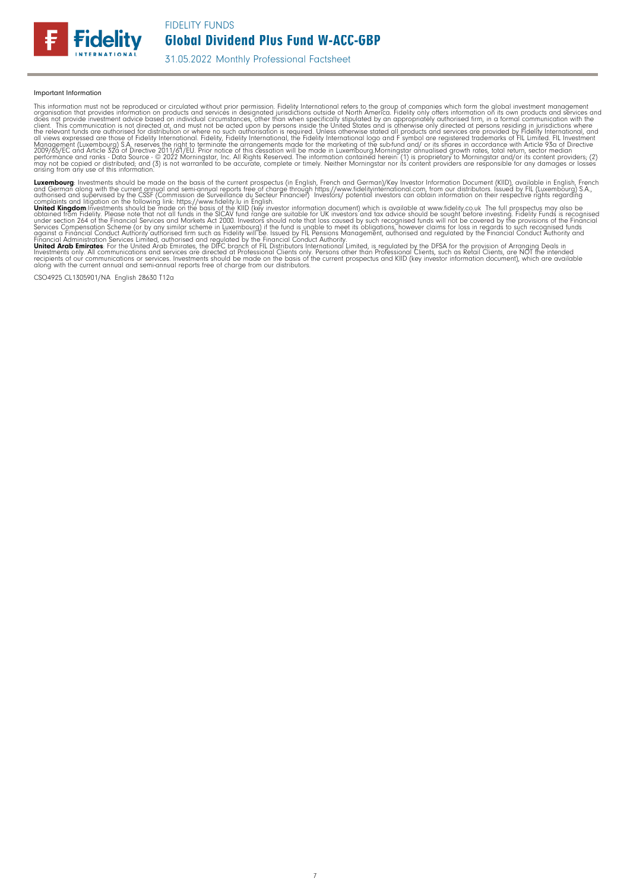#### Important Information

This information must not be reproduced or circulated without prior permission. Fidelity International refers to the group of companies which form the global investment management organisation that provides information on products and services in designated jurisdictions outside of North America. Fidelity only offers information on its own products and services and does not provide investment advice based on individual circumstances, other than when specifically stipulated by an appropriately authorised firm, in a formal communication with the client. This communication is not directed at, and must not be acted upon by persons inside the United States and is otherwise only directed at persons residing in jurisdictions where the relevant funds are authorised for distribution or where no such authorisation is required. Unless otherwise stated all products and services are provided by Fidelity International, and all views expressed are those of Fidelity International. Fidelity, Fidelity International, the Fidelity International logo and F symbol are registered trademarks of FIL Limited. FIL Investment Management (Luxembourg) S.A. reserves the right to terminate the arrangements made for the marketing of the sub-fund and/ or its shares in accordance with Article 93a of Directive 2009/65/EC and Article 32a of Directive 2011/61/EU. Prior notice of this cessation will be made in Luxembourg.Morningstar annualised growth rates, total return, sector median performance and ranks - Data Source - © 2022 Morningstar, Inc. All Rights Reserved. The information contained herein: (1) is proprietary to Morningstar and/or its content providers; (2) may not be copied or distributed; and (3) is not warranted to be accurate, complete or timely. Neither Morningstar nor its content providers are responsible for any damages or losses arising from any use of this information.

**Luxembourg**: Investments should be made on the basis of the current prospectus (in English, French and German)/Key Investor Information Document (KIID), available in English, French and German along with the current annual and semi-annual reports free of charge through https://www.fidelityinternational.com, from our distributors. Issued by FIL (Luxembourg) S.A., authorised and supervised by the CSSF (Commission de Surveillance du Secteur Financier) Investors/ potential investors can obtain information on their respective rights regarding complaints and litigation on the following link: https://www.fidelity.lu in English.
**United Kingdom**:Investments should be made on the basis of the KIID (key investor information document) which is available at www.fidelity.co.uk The full prospectus may also be obtained from Fidelity. Please note that not all funds in the SICAV fund range are suitable for UK investors and tax advice should be sought before investing. Fidelity Funds is recognised under section 264 of the Financial Services and Markets Act 2000. Investors should note that loss caused by such recognised funds will not be covered by the provisions of the Financial Services Compensation Scheme (or by any similar scheme in Luxembourg) if the fund is unable to meet its obligations, however claims for loss in regards to such recognised funds against a Financial Conduct Authority authorised firm such as Fidelity will be. Issued by FIL Pensions Management, authorised and regulated by the Financial Conduct Authority and Financial Administration Services Limited, authorised and regulated by the Financial Conduct Authority.
**United Arab Emirates**: For the United Arab Emirates, the DIFC branch of FIL Distributors International Limited, is regulated by the DFSA for the provision of Arranging Deals in Investments only. All communications and services are directed at Professional Clients only. Persons other than Professional Clients, such as Retail Clients, are NOT the intended recipients of our communications or services. Investments should be made on the basis of the current prospectus and KIID (key investor information document), which are available along with the current annual and semi-annual reports free of charge from our distributors.

CSO4925 CL1305901/NA English 28630 T12a